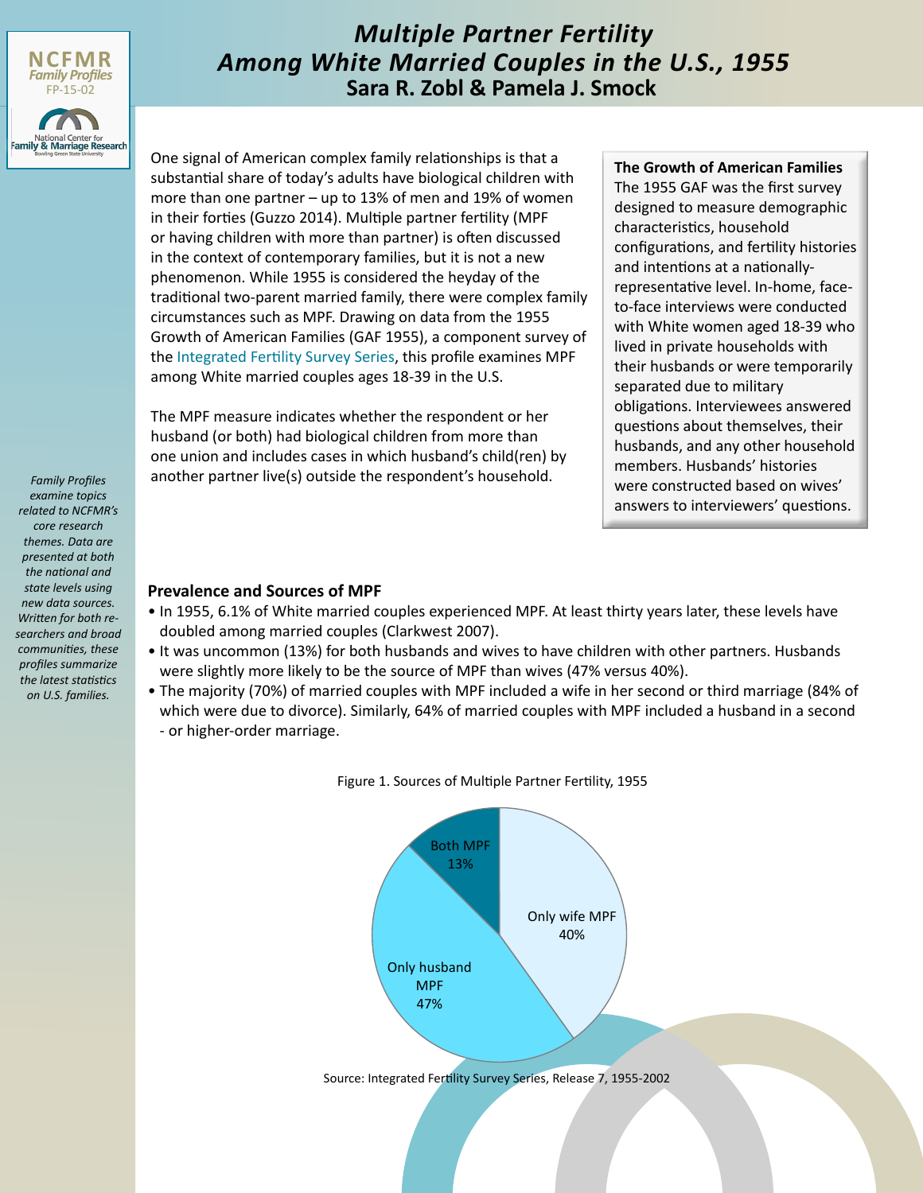# *Multiple Partner Fertility Among White Married Couples in the U.S., 1955*

**Sara R. Zobl & Pamela J. Smock**

NCFMR *Family Profiles* FP-15-02

National Center for Family & Marriage Research, Bowling Green State University

One signal of American complex family relationships is that a substantial share of today's adults have biological children with more than one partner – up to 13% of men and 19% of women in their forties (Guzzo 2014). Multiple partner fertility (MPF or having children with more than partner) is often discussed in the context of contemporary families, but it is not a new phenomenon. While 1955 is considered the heyday of the traditional two-parent married family, there were complex family circumstances such as MPF. Drawing on data from the 1955 Growth of American Families (GAF 1955), a component survey of the Integrated Fertility Survey Series, this profile examines MPF among White married couples ages 18-39 in the U.S.

The MPF measure indicates whether the respondent or her husband (or both) had biological children from more than one union and includes cases in which husband's child(ren) by another partner live(s) outside the respondent's household.

**The Growth of American Families**

The 1955 GAF was the first survey designed to measure demographic characteristics, household configurations, and fertility histories and intentions at a nationally-representative level. In-home, face-to-face interviews were conducted with White women aged 18-39 who lived in private households with their husbands or were temporarily separated due to military obligations. Interviewees answered questions about themselves, their husbands, and any other household members. Husbands' histories were constructed based on wives' answers to interviewers' questions.

*Family Profiles examine topics related to NCFMR's core research themes. Data are presented at both the national and state levels using new data sources. Written for both researchers and broad communities, these profiles summarize the latest statistics on U.S. families.*

## Prevalence and Sources of MPF

- In 1955, 6.1% of White married couples experienced MPF. At least thirty years later, these levels have doubled among married couples (Clarkwest 2007).
- It was uncommon (13%) for both husbands and wives to have children with other partners. Husbands were slightly more likely to be the source of MPF than wives (47% versus 40%).
- The majority (70%) of married couples with MPF included a wife in her second or third marriage (84% of which were due to divorce). Similarly, 64% of married couples with MPF included a husband in a second - or higher-order marriage.

Figure 1. Sources of Multiple Partner Fertility, 1955

| Source | Percent |
|---|---|
| Only wife MPF | 40% |
| Only husband MPF | 47% |
| Both MPF | 13% |

Source: Integrated Fertility Survey Series, Release 7, 1955-2002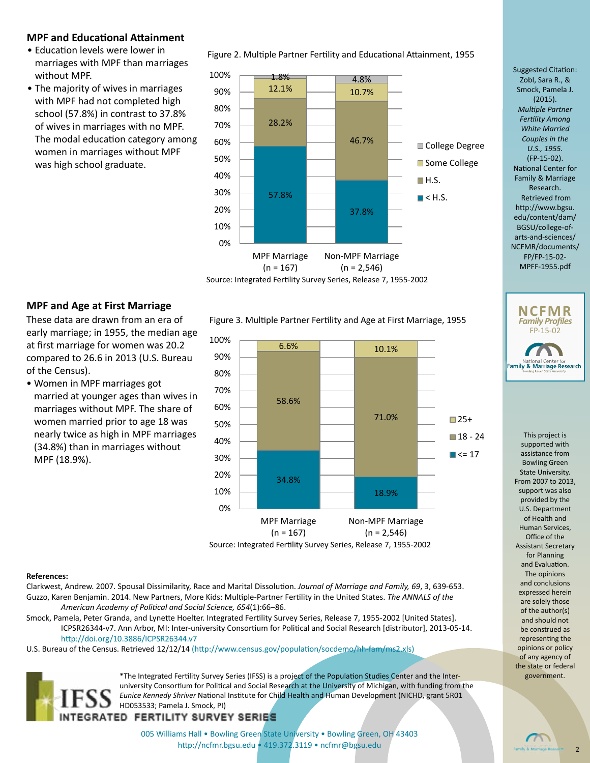## MPF and Educational Attainment

- Education levels were lower in marriages with MPF than marriages without MPF.
- The majority of wives in marriages with MPF had not completed high school (57.8%) in contrast to 37.8% of wives in marriages with no MPF. The modal education category among women in marriages without MPF was high school graduate.

Figure 2. Multiple Partner Fertility and Educational Attainment, 1955

100%
90%
80%
70%
60%
50%
40%
30%
20%
10%
0%

1.8%
12.1%
28.2%
57.8%

4.8%
10.7%
46.7%
37.8%

College Degree
Some College
H.S.
< H.S.

MPF Marriage (n = 167)
Non-MPF Marriage (n = 2,546)

Source: Integrated Fertility Survey Series, Release 7, 1955-2002

## MPF and Age at First Marriage

These data are drawn from an era of early marriage; in 1955, the median age at first marriage for women was 20.2 compared to 26.6 in 2013 (U.S. Bureau of the Census).

- Women in MPF marriages got married at younger ages than wives in marriages without MPF. The share of women married prior to age 18 was nearly twice as high in MPF marriages (34.8%) than in marriages without MPF (18.9%).

Figure 3. Multiple Partner Fertility and Age at First Marriage, 1955

100%
90%
80%
70%
60%
50%
40%
30%
20%
10%
0%

6.6%
58.6%
34.8%

10.1%
71.0%
18.9%

25+
18 - 24
<= 17

MPF Marriage (n = 167)
Non-MPF Marriage (n = 2,546)

Source: Integrated Fertility Survey Series, Release 7, 1955-2002

**References:**

Clarkwest, Andrew. 2007. Spousal Dissimilarity, Race and Marital Dissolution. *Journal of Marriage and Family, 69*, 3, 639-653.

Guzzo, Karen Benjamin. 2014. New Partners, More Kids: Multiple-Partner Fertility in the United States. *The ANNALS of the American Academy of Political and Social Science, 654*(1):66–86.

Smock, Pamela, Peter Granda, and Lynette Hoelter. Integrated Fertility Survey Series, Release 7, 1955-2002 [United States]. ICPSR26344-v7. Ann Arbor, MI: Inter-university Consortium for Political and Social Research [distributor], 2013-05-14. http://doi.org/10.3886/ICPSR26344.v7

U.S. Bureau of the Census. Retrieved 12/12/14 (http://www.census.gov/population/socdemo/hh-fam/ms2.xls)

IFSS INTEGRATED FERTILITY SURVEY SERIES

*The Integrated Fertility Survey Series (IFSS) is a project of the Population Studies Center and the Inter-university Consortium for Political and Social Research at the University of Michigan, with funding from the *Eunice Kennedy Shriver* National Institute for Child Health and Human Development (NICHD, grant 5R01 HD053533; Pamela J. Smock, PI)

005 Williams Hall • Bowling Green State University • Bowling Green, OH 43403
http://ncfmr.bgsu.edu • 419.372.3119 • ncfmr@bgsu.edu

Suggested Citation: Zobl, Sara R., & Smock, Pamela J. (2015). *Multiple Partner Fertility Among White Married Couples in the U.S., 1955.* (FP-15-02). National Center for Family & Marriage Research. Retrieved from http://www.bgsu.edu/content/dam/BGSU/college-of-arts-and-sciences/NCFMR/documents/FP/FP-15-02-MPFF-1955.pdf

NCFMR *Family Profiles* FP-15-02

National Center for Family & Marriage Research, Bowling Green State University

This project is supported with assistance from Bowling Green State University. From 2007 to 2013, support was also provided by the U.S. Department of Health and Human Services, Office of the Assistant Secretary for Planning and Evaluation. The opinions and conclusions expressed herein are solely those of the author(s) and should not be construed as representing the opinions or policy of any agency of the state or federal government.